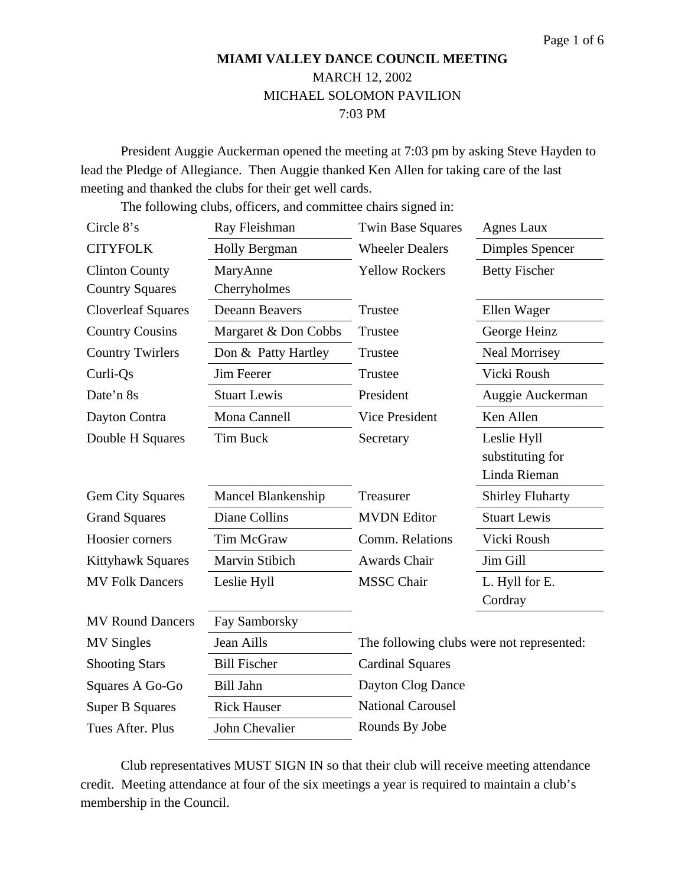**MIAMI VALLEY DANCE COUNCIL MEETING**

MARCH 12, 2002

MICHAEL SOLOMON PAVILION

7:03 PM

President Auggie Auckerman opened the meeting at 7:03 pm by asking Steve Hayden to lead the Pledge of Allegiance. Then Auggie thanked Ken Allen for taking care of the last meeting and thanked the clubs for their get well cards.

The following clubs, officers, and committee chairs signed in:

| | | | |
|---|---|---|---|
| Circle 8's | Ray Fleishman | Twin Base Squares | Agnes Laux |
| CITYFOLK | Holly Bergman | Wheeler Dealers | Dimples Spencer |
| Clinton County Country Squares | MaryAnne Cherryholmes | Yellow Rockers | Betty Fischer |
| Cloverleaf Squares | Deeann Beavers | Trustee | Ellen Wager |
| Country Cousins | Margaret & Don Cobbs | Trustee | George Heinz |
| Country Twirlers | Don & Patty Hartley | Trustee | Neal Morrisey |
| Curli-Qs | Jim Feerer | Trustee | Vicki Roush |
| Date'n 8s | Stuart Lewis | President | Auggie Auckerman |
| Dayton Contra | Mona Cannell | Vice President | Ken Allen |
| Double H Squares | Tim Buck | Secretary | Leslie Hyll substituting for Linda Rieman |
| Gem City Squares | Mancel Blankenship | Treasurer | Shirley Fluharty |
| Grand Squares | Diane Collins | MVDN Editor | Stuart Lewis |
| Hoosier corners | Tim McGraw | Comm. Relations | Vicki Roush |
| Kittyhawk Squares | Marvin Stibich | Awards Chair | Jim Gill |
| MV Folk Dancers | Leslie Hyll | MSSC Chair | L. Hyll for E. Cordray |
| MV Round Dancers | Fay Samborsky | | |
| MV Singles | Jean Aills | The following clubs were not represented: | |
| Shooting Stars | Bill Fischer | Cardinal Squares | |
| Squares A Go-Go | Bill Jahn | Dayton Clog Dance | |
| Super B Squares | Rick Hauser | National Carousel | |
| Tues After. Plus | John Chevalier | Rounds By Jobe | |

Club representatives MUST SIGN IN so that their club will receive meeting attendance credit. Meeting attendance at four of the six meetings a year is required to maintain a club's membership in the Council.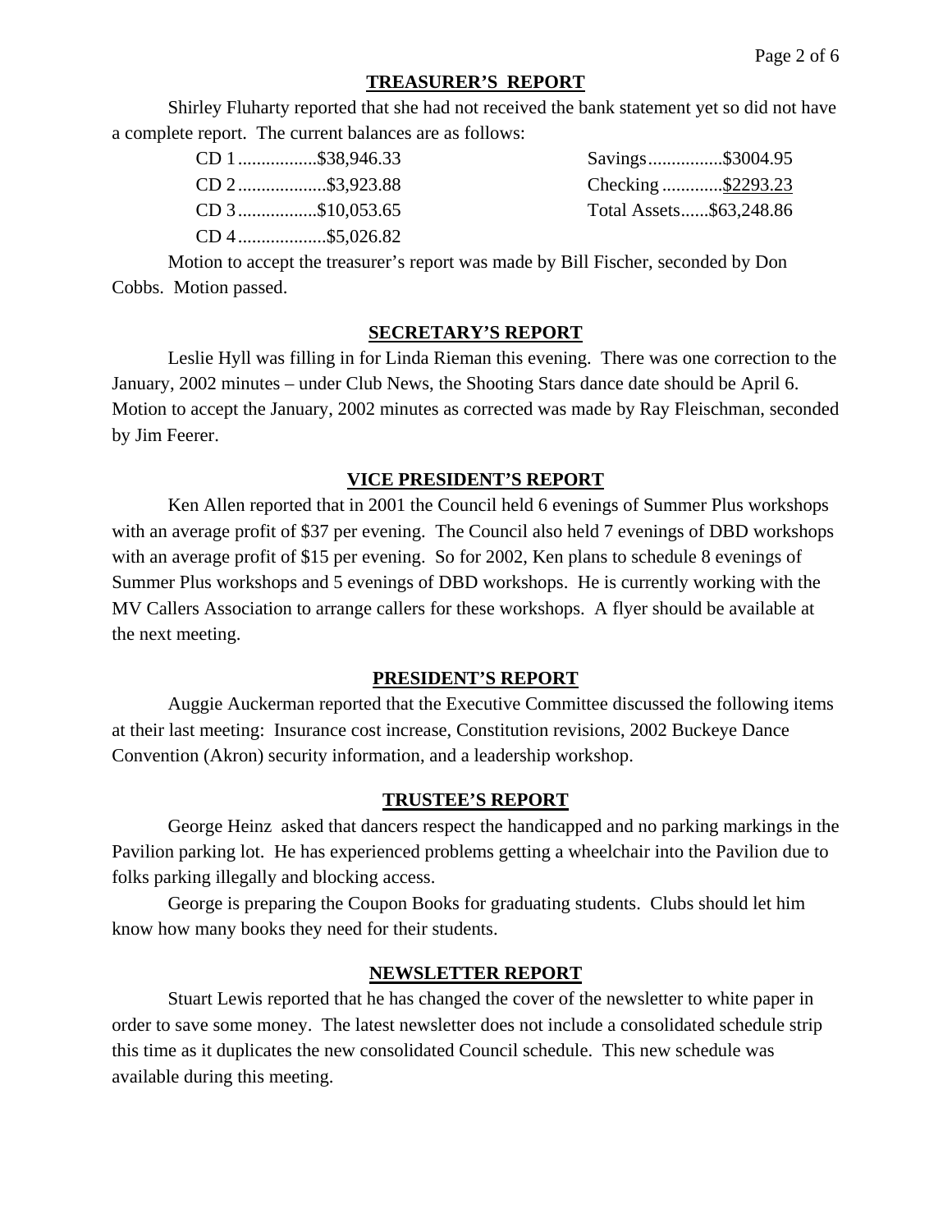## TREASURER'S REPORT

Shirley Fluharty reported that she had not received the bank statement yet so did not have a complete report. The current balances are as follows:

| | | | |
|---|---|---|---|
| CD 1 | $38,946.33 | Savings | $3004.95 |
| CD 2 | $3,923.88 | Checking | $2293.23 |
| CD 3 | $10,053.65 | Total Assets | $63,248.86 |
| CD 4 | $5,026.82 | | |

Motion to accept the treasurer's report was made by Bill Fischer, seconded by Don Cobbs. Motion passed.

## SECRETARY'S REPORT

Leslie Hyll was filling in for Linda Rieman this evening. There was one correction to the January, 2002 minutes – under Club News, the Shooting Stars dance date should be April 6. Motion to accept the January, 2002 minutes as corrected was made by Ray Fleischman, seconded by Jim Feerer.

## VICE PRESIDENT'S REPORT

Ken Allen reported that in 2001 the Council held 6 evenings of Summer Plus workshops with an average profit of $37 per evening. The Council also held 7 evenings of DBD workshops with an average profit of $15 per evening. So for 2002, Ken plans to schedule 8 evenings of Summer Plus workshops and 5 evenings of DBD workshops. He is currently working with the MV Callers Association to arrange callers for these workshops. A flyer should be available at the next meeting.

## PRESIDENT'S REPORT

Auggie Auckerman reported that the Executive Committee discussed the following items at their last meeting: Insurance cost increase, Constitution revisions, 2002 Buckeye Dance Convention (Akron) security information, and a leadership workshop.

## TRUSTEE'S REPORT

George Heinz asked that dancers respect the handicapped and no parking markings in the Pavilion parking lot. He has experienced problems getting a wheelchair into the Pavilion due to folks parking illegally and blocking access.

George is preparing the Coupon Books for graduating students. Clubs should let him know how many books they need for their students.

## NEWSLETTER REPORT

Stuart Lewis reported that he has changed the cover of the newsletter to white paper in order to save some money. The latest newsletter does not include a consolidated schedule strip this time as it duplicates the new consolidated Council schedule. This new schedule was available during this meeting.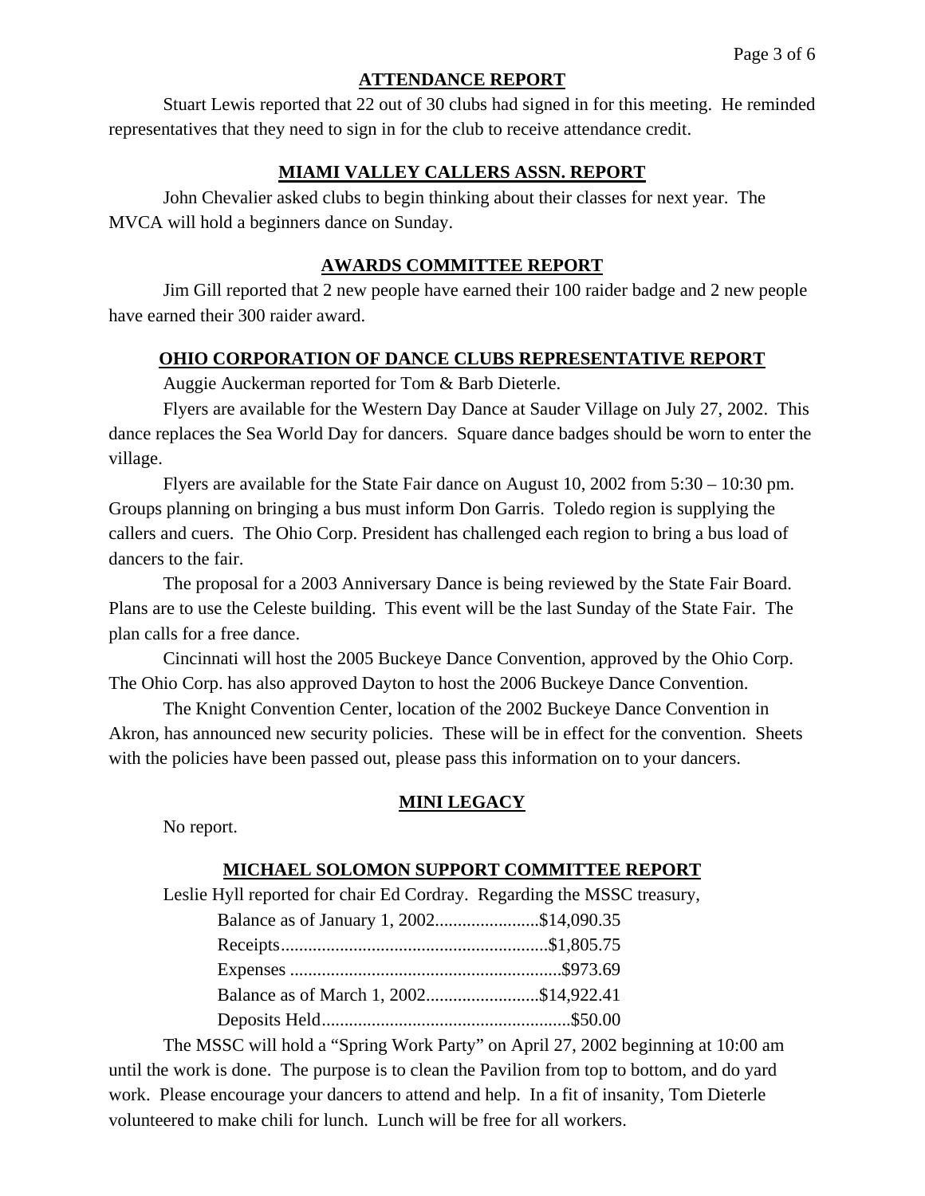## ATTENDANCE REPORT

Stuart Lewis reported that 22 out of 30 clubs had signed in for this meeting. He reminded representatives that they need to sign in for the club to receive attendance credit.

## MIAMI VALLEY CALLERS ASSN. REPORT

John Chevalier asked clubs to begin thinking about their classes for next year. The MVCA will hold a beginners dance on Sunday.

## AWARDS COMMITTEE REPORT

Jim Gill reported that 2 new people have earned their 100 raider badge and 2 new people have earned their 300 raider award.

## OHIO CORPORATION OF DANCE CLUBS REPRESENTATIVE REPORT

Auggie Auckerman reported for Tom & Barb Dieterle.

Flyers are available for the Western Day Dance at Sauder Village on July 27, 2002. This dance replaces the Sea World Day for dancers. Square dance badges should be worn to enter the village.

Flyers are available for the State Fair dance on August 10, 2002 from 5:30 – 10:30 pm. Groups planning on bringing a bus must inform Don Garris. Toledo region is supplying the callers and cuers. The Ohio Corp. President has challenged each region to bring a bus load of dancers to the fair.

The proposal for a 2003 Anniversary Dance is being reviewed by the State Fair Board. Plans are to use the Celeste building. This event will be the last Sunday of the State Fair. The plan calls for a free dance.

Cincinnati will host the 2005 Buckeye Dance Convention, approved by the Ohio Corp. The Ohio Corp. has also approved Dayton to host the 2006 Buckeye Dance Convention.

The Knight Convention Center, location of the 2002 Buckeye Dance Convention in Akron, has announced new security policies. These will be in effect for the convention. Sheets with the policies have been passed out, please pass this information on to your dancers.

## MINI LEGACY

No report.

## MICHAEL SOLOMON SUPPORT COMMITTEE REPORT

Leslie Hyll reported for chair Ed Cordray. Regarding the MSSC treasury,

Balance as of January 1, 2002.......................$14,090.35
Receipts..........................................................$1,805.75
Expenses ............................................................$973.69
Balance as of March 1, 2002.........................$14,922.41
Deposits Held.......................................................$50.00

The MSSC will hold a "Spring Work Party" on April 27, 2002 beginning at 10:00 am until the work is done. The purpose is to clean the Pavilion from top to bottom, and do yard work. Please encourage your dancers to attend and help. In a fit of insanity, Tom Dieterle volunteered to make chili for lunch. Lunch will be free for all workers.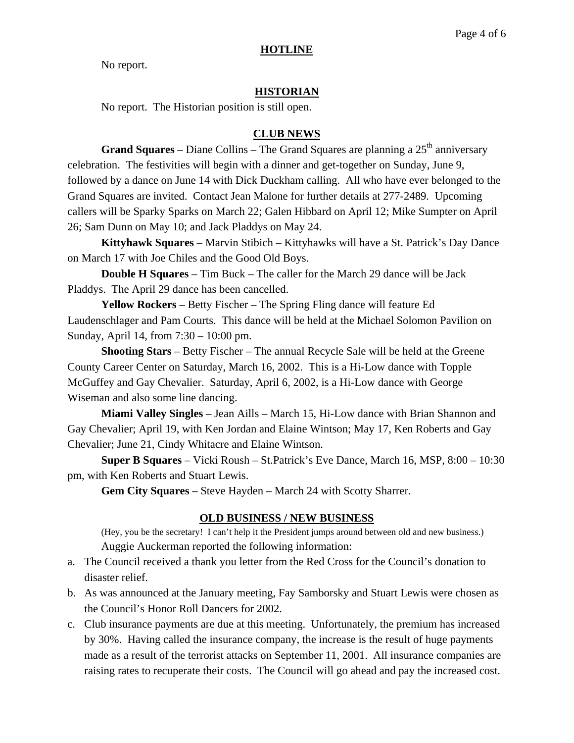## HOTLINE

No report.

## HISTORIAN

No report. The Historian position is still open.

## CLUB NEWS

**Grand Squares** – Diane Collins – The Grand Squares are planning a 25th anniversary celebration. The festivities will begin with a dinner and get-together on Sunday, June 9, followed by a dance on June 14 with Dick Duckham calling. All who have ever belonged to the Grand Squares are invited. Contact Jean Malone for further details at 277-2489. Upcoming callers will be Sparky Sparks on March 22; Galen Hibbard on April 12; Mike Sumpter on April 26; Sam Dunn on May 10; and Jack Pladdys on May 24.

**Kittyhawk Squares** – Marvin Stibich – Kittyhawks will have a St. Patrick's Day Dance on March 17 with Joe Chiles and the Good Old Boys.

**Double H Squares** – Tim Buck – The caller for the March 29 dance will be Jack Pladdys. The April 29 dance has been cancelled.

**Yellow Rockers** – Betty Fischer – The Spring Fling dance will feature Ed Laudenschlager and Pam Courts. This dance will be held at the Michael Solomon Pavilion on Sunday, April 14, from 7:30 – 10:00 pm.

**Shooting Stars** – Betty Fischer – The annual Recycle Sale will be held at the Greene County Career Center on Saturday, March 16, 2002. This is a Hi-Low dance with Topple McGuffey and Gay Chevalier. Saturday, April 6, 2002, is a Hi-Low dance with George Wiseman and also some line dancing.

**Miami Valley Singles** – Jean Aills – March 15, Hi-Low dance with Brian Shannon and Gay Chevalier; April 19, with Ken Jordan and Elaine Wintson; May 17, Ken Roberts and Gay Chevalier; June 21, Cindy Whitacre and Elaine Wintson.

**Super B Squares** – Vicki Roush – St.Patrick's Eve Dance, March 16, MSP, 8:00 – 10:30 pm, with Ken Roberts and Stuart Lewis.

**Gem City Squares** – Steve Hayden – March 24 with Scotty Sharrer.

## OLD BUSINESS / NEW BUSINESS

(Hey, you be the secretary! I can't help it the President jumps around between old and new business.)

Auggie Auckerman reported the following information:

a. The Council received a thank you letter from the Red Cross for the Council's donation to disaster relief.
b. As was announced at the January meeting, Fay Samborsky and Stuart Lewis were chosen as the Council's Honor Roll Dancers for 2002.
c. Club insurance payments are due at this meeting. Unfortunately, the premium has increased by 30%. Having called the insurance company, the increase is the result of huge payments made as a result of the terrorist attacks on September 11, 2001. All insurance companies are raising rates to recuperate their costs. The Council will go ahead and pay the increased cost.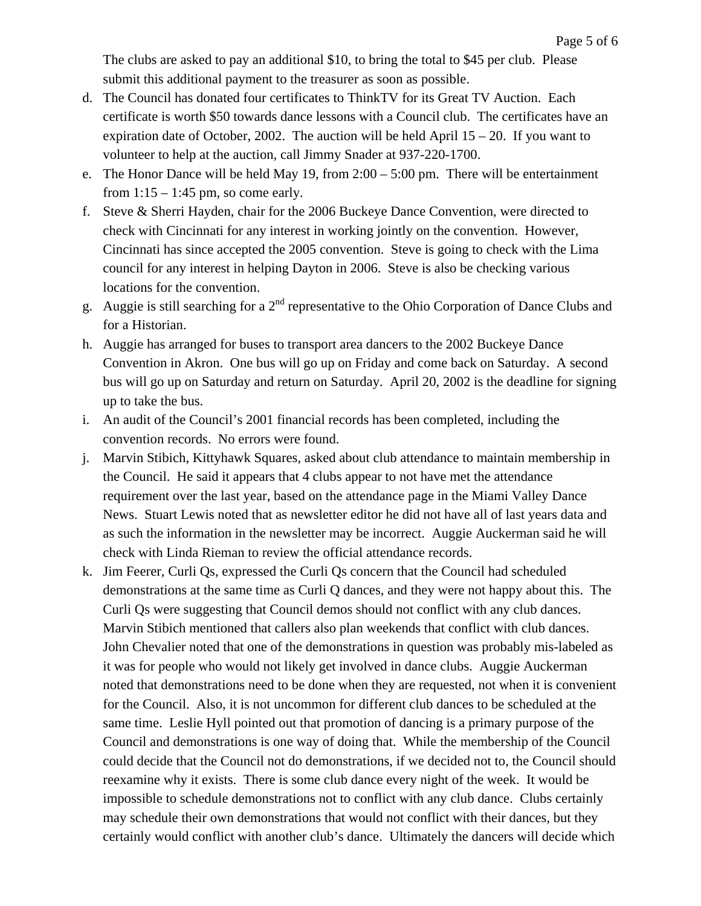The clubs are asked to pay an additional $10, to bring the total to $45 per club. Please submit this additional payment to the treasurer as soon as possible.

d. The Council has donated four certificates to ThinkTV for its Great TV Auction. Each certificate is worth $50 towards dance lessons with a Council club. The certificates have an expiration date of October, 2002. The auction will be held April 15 – 20. If you want to volunteer to help at the auction, call Jimmy Snader at 937-220-1700.
e. The Honor Dance will be held May 19, from 2:00 – 5:00 pm. There will be entertainment from 1:15 – 1:45 pm, so come early.
f. Steve & Sherri Hayden, chair for the 2006 Buckeye Dance Convention, were directed to check with Cincinnati for any interest in working jointly on the convention. However, Cincinnati has since accepted the 2005 convention. Steve is going to check with the Lima council for any interest in helping Dayton in 2006. Steve is also be checking various locations for the convention.
g. Auggie is still searching for a 2nd representative to the Ohio Corporation of Dance Clubs and for a Historian.
h. Auggie has arranged for buses to transport area dancers to the 2002 Buckeye Dance Convention in Akron. One bus will go up on Friday and come back on Saturday. A second bus will go up on Saturday and return on Saturday. April 20, 2002 is the deadline for signing up to take the bus.
i. An audit of the Council's 2001 financial records has been completed, including the convention records. No errors were found.
j. Marvin Stibich, Kittyhawk Squares, asked about club attendance to maintain membership in the Council. He said it appears that 4 clubs appear to not have met the attendance requirement over the last year, based on the attendance page in the Miami Valley Dance News. Stuart Lewis noted that as newsletter editor he did not have all of last years data and as such the information in the newsletter may be incorrect. Auggie Auckerman said he will check with Linda Rieman to review the official attendance records.
k. Jim Feerer, Curli Qs, expressed the Curli Qs concern that the Council had scheduled demonstrations at the same time as Curli Q dances, and they were not happy about this. The Curli Qs were suggesting that Council demos should not conflict with any club dances. Marvin Stibich mentioned that callers also plan weekends that conflict with club dances. John Chevalier noted that one of the demonstrations in question was probably mis-labeled as it was for people who would not likely get involved in dance clubs. Auggie Auckerman noted that demonstrations need to be done when they are requested, not when it is convenient for the Council. Also, it is not uncommon for different club dances to be scheduled at the same time. Leslie Hyll pointed out that promotion of dancing is a primary purpose of the Council and demonstrations is one way of doing that. While the membership of the Council could decide that the Council not do demonstrations, if we decided not to, the Council should reexamine why it exists. There is some club dance every night of the week. It would be impossible to schedule demonstrations not to conflict with any club dance. Clubs certainly may schedule their own demonstrations that would not conflict with their dances, but they certainly would conflict with another club's dance. Ultimately the dancers will decide which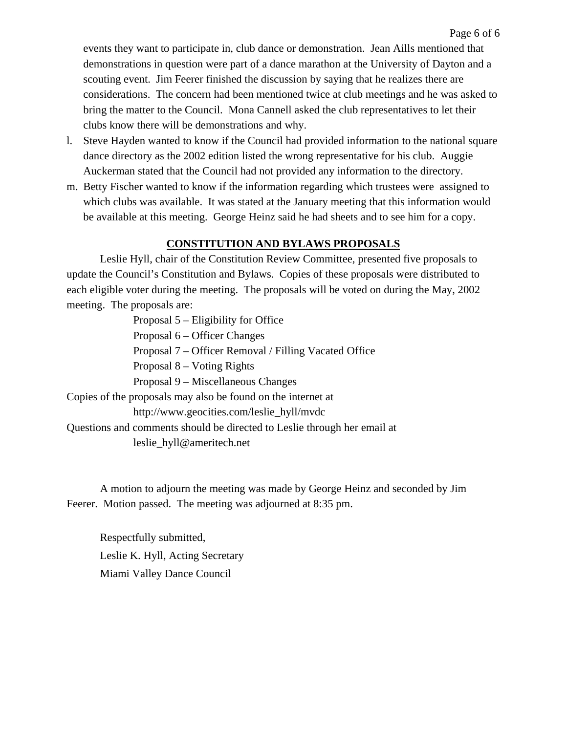events they want to participate in, club dance or demonstration. Jean Aills mentioned that demonstrations in question were part of a dance marathon at the University of Dayton and a scouting event. Jim Feerer finished the discussion by saying that he realizes there are considerations. The concern had been mentioned twice at club meetings and he was asked to bring the matter to the Council. Mona Cannell asked the club representatives to let their clubs know there will be demonstrations and why.

l. Steve Hayden wanted to know if the Council had provided information to the national square dance directory as the 2002 edition listed the wrong representative for his club. Auggie Auckerman stated that the Council had not provided any information to the directory.

m. Betty Fischer wanted to know if the information regarding which trustees were assigned to which clubs was available. It was stated at the January meeting that this information would be available at this meeting. George Heinz said he had sheets and to see him for a copy.

## **CONSTITUTION AND BYLAWS PROPOSALS**

Leslie Hyll, chair of the Constitution Review Committee, presented five proposals to update the Council's Constitution and Bylaws. Copies of these proposals were distributed to each eligible voter during the meeting. The proposals will be voted on during the May, 2002 meeting. The proposals are:

Proposal 5 – Eligibility for Office
Proposal 6 – Officer Changes
Proposal 7 – Officer Removal / Filling Vacated Office
Proposal 8 – Voting Rights
Proposal 9 – Miscellaneous Changes

Copies of the proposals may also be found on the internet at

http://www.geocities.com/leslie_hyll/mvdc

Questions and comments should be directed to Leslie through her email at

leslie_hyll@ameritech.net

A motion to adjourn the meeting was made by George Heinz and seconded by Jim Feerer. Motion passed. The meeting was adjourned at 8:35 pm.

Respectfully submitted,
Leslie K. Hyll, Acting Secretary
Miami Valley Dance Council